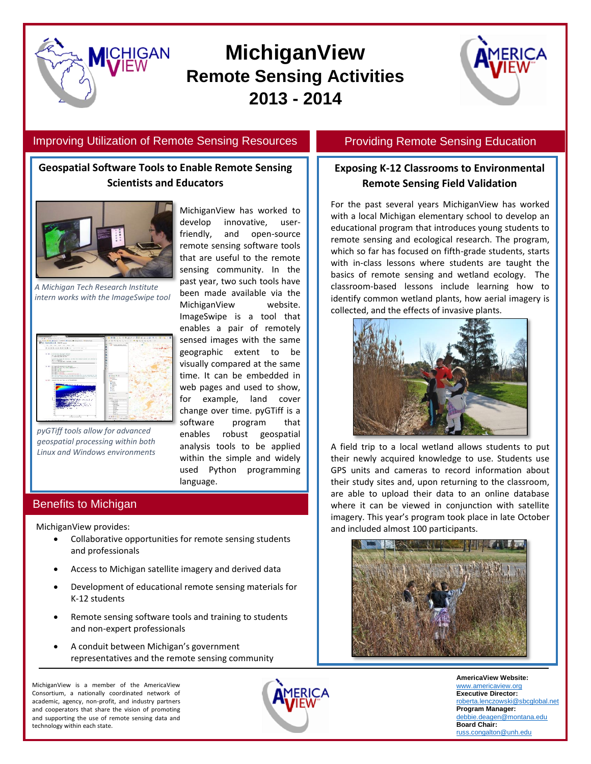# MichiganView
## Remote Sensing Activities
## 2013 - 2014

## Improving Utilization of Remote Sensing Resources

### Geospatial Software Tools to Enable Remote Sensing Scientists and Educators

*A Michigan Tech Research Institute intern works with the ImageSwipe tool*

*pyGTiff tools allow for advanced geospatial processing within both Linux and Windows environments*

MichiganView has worked to develop innovative, user-friendly, and open-source remote sensing software tools that are useful to the remote sensing community. In the past year, two such tools have been made available via the MichiganView website. ImageSwipe is a tool that enables a pair of remotely sensed images with the same geographic extent to be visually compared at the same time. It can be embedded in web pages and used to show, for example, land cover change over time. pyGTiff is a software program that enables robust geospatial analysis tools to be applied within the simple and widely used Python programming language.

## Benefits to Michigan

MichiganView provides:

- Collaborative opportunities for remote sensing students and professionals
- Access to Michigan satellite imagery and derived data
- Development of educational remote sensing materials for K-12 students
- Remote sensing software tools and training to students and non-expert professionals
- A conduit between Michigan's government representatives and the remote sensing community

## Providing Remote Sensing Education

### Exposing K-12 Classrooms to Environmental Remote Sensing Field Validation

For the past several years MichiganView has worked with a local Michigan elementary school to develop an educational program that introduces young students to remote sensing and ecological research. The program, which so far has focused on fifth-grade students, starts with in-class lessons where students are taught the basics of remote sensing and wetland ecology. The classroom-based lessons include learning how to identify common wetland plants, how aerial imagery is collected, and the effects of invasive plants.

A field trip to a local wetland allows students to put their newly acquired knowledge to use. Students use GPS units and cameras to record information about their study sites and, upon returning to the classroom, are able to upload their data to an online database where it can be viewed in conjunction with satellite imagery. This year's program took place in late October and included almost 100 participants.

---

MichiganView is a member of the AmericaView Consortium, a nationally coordinated network of academic, agency, non-profit, and industry partners and cooperators that share the vision of promoting and supporting the use of remote sensing data and technology within each state.

**AmericaView Website:**
www.americaview.org
**Executive Director:**
roberta.lenczowski@sbcglobal.net
**Program Manager:**
debbie.deagen@montana.edu
**Board Chair:**
russ.congalton@unh.edu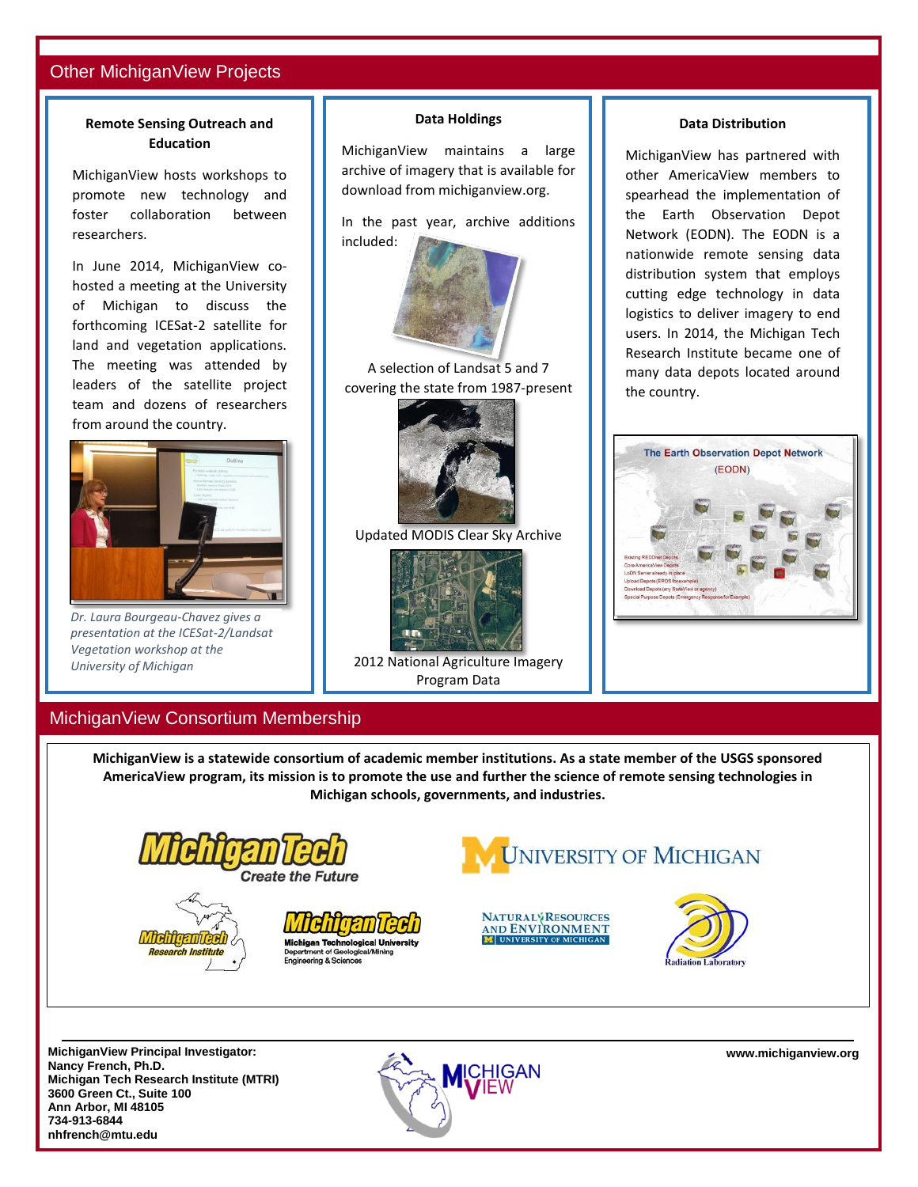## Other MichiganView Projects

### Remote Sensing Outreach and Education

MichiganView hosts workshops to promote new technology and foster collaboration between researchers.

In June 2014, MichiganView co-hosted a meeting at the University of Michigan to discuss the forthcoming ICESat-2 satellite for land and vegetation applications. The meeting was attended by leaders of the satellite project team and dozens of researchers from around the country.

*Dr. Laura Bourgeau-Chavez gives a presentation at the ICESat-2/Landsat Vegetation workshop at the University of Michigan*

### Data Holdings

MichiganView maintains a large archive of imagery that is available for download from michiganview.org.

In the past year, archive additions included:

A selection of Landsat 5 and 7 covering the state from 1987-present

Updated MODIS Clear Sky Archive

2012 National Agriculture Imagery Program Data

### Data Distribution

MichiganView has partnered with other AmericaView members to spearhead the implementation of the Earth Observation Depot Network (EODN). The EODN is a nationwide remote sensing data distribution system that employs cutting edge technology in data logistics to deliver imagery to end users. In 2014, the Michigan Tech Research Institute became one of many data depots located around the country.

The Earth Observation Depot Network (EODN)

## MichiganView Consortium Membership

**MichiganView is a statewide consortium of academic member institutions. As a state member of the USGS sponsored AmericaView program, its mission is to promote the use and further the science of remote sensing technologies in Michigan schools, governments, and industries.**

Michigan Tech Create the Future

University of Michigan

Michigan Tech Research Institute

Michigan Tech — Michigan Technological University, Department of Geological/Mining Engineering & Sciences

Natural Resources and Environment — University of Michigan

Radiation Laboratory

---

**MichiganView Principal Investigator:**
**Nancy French, Ph.D.**
**Michigan Tech Research Institute (MTRI)**
**3600 Green Ct., Suite 100**
**Ann Arbor, MI 48105**
**734-913-6844**
**nhfrench@mtu.edu**

MichiganView

**www.michiganview.org**